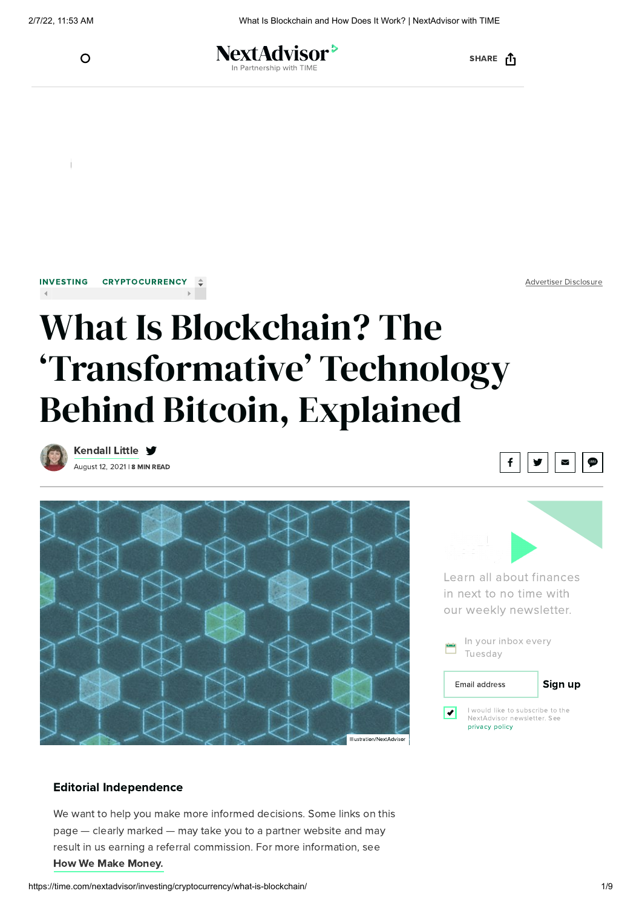INVESTING CRYPTOCURRENCY

Advertiser Disclosure

# What Is Blockchain? The 'Transformative' Technology Behind Bitcoin, Explained

**Kendall Little**

August 12, 2021 | **8 MIN READ**

Illustration/NextAdvisor

Learn all about finances in next to no time with our weekly newsletter.

In your inbox every Tuesday

Email address **Sign up**

I would like to subscribe to the NextAdvisor newsletter. See privacy policy

### Editorial Independence

We want to help you make more informed decisions. Some links on this page — clearly marked — may take you to a partner website and may result in us earning a referral commission. For more information, see **How We Make Money.**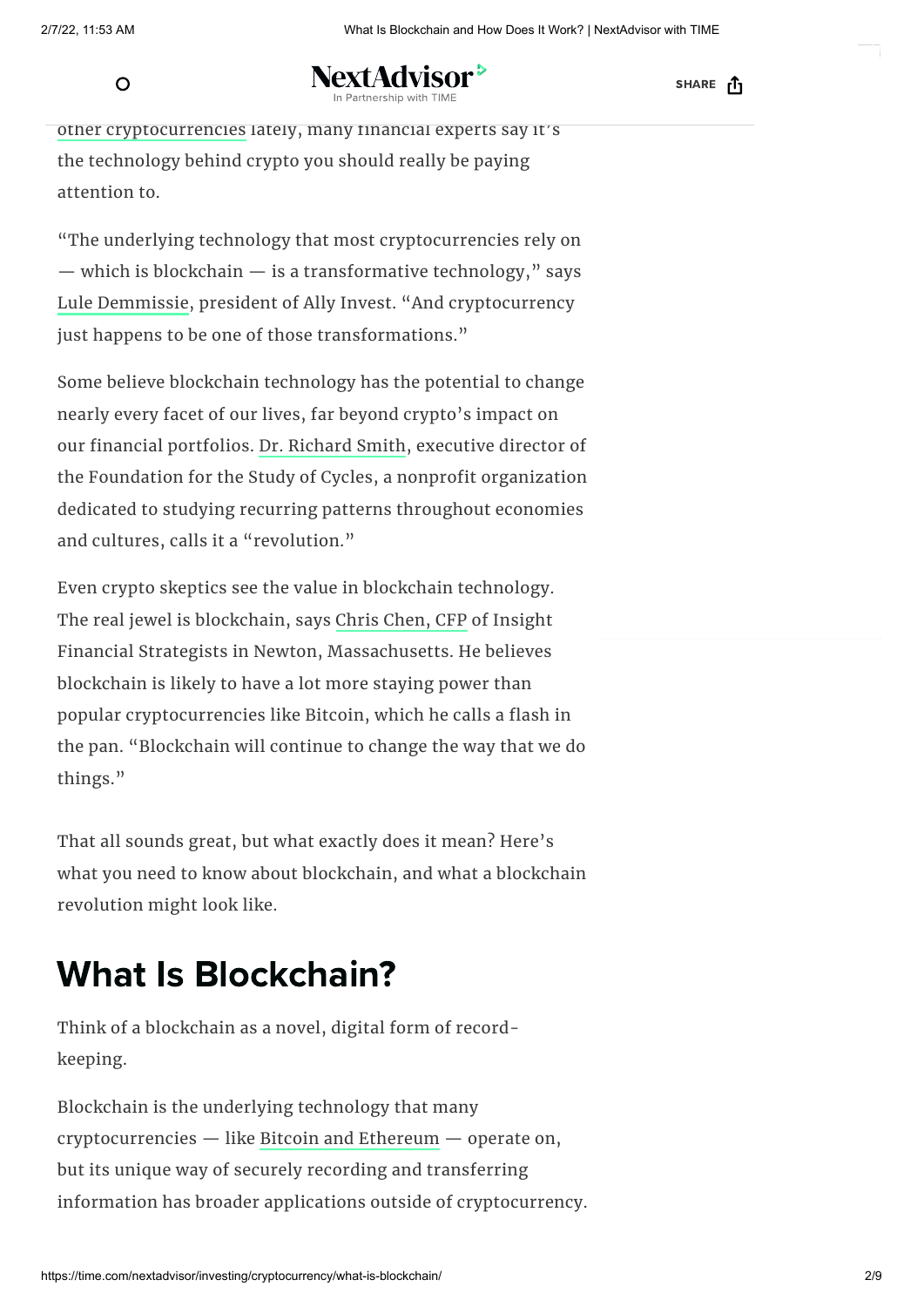other cryptocurrencies lately, many financial experts say it's the technology behind crypto you should really be paying attention to.

"The underlying technology that most cryptocurrencies rely on — which is blockchain — is a transformative technology," says Lule Demmissie, president of Ally Invest. "And cryptocurrency just happens to be one of those transformations."

Some believe blockchain technology has the potential to change nearly every facet of our lives, far beyond crypto's impact on our financial portfolios. Dr. Richard Smith, executive director of the Foundation for the Study of Cycles, a nonprofit organization dedicated to studying recurring patterns throughout economies and cultures, calls it a "revolution."

Even crypto skeptics see the value in blockchain technology. The real jewel is blockchain, says Chris Chen, CFP of Insight Financial Strategists in Newton, Massachusetts. He believes blockchain is likely to have a lot more staying power than popular cryptocurrencies like Bitcoin, which he calls a flash in the pan. "Blockchain will continue to change the way that we do things."

That all sounds great, but what exactly does it mean? Here's what you need to know about blockchain, and what a blockchain revolution might look like.

## What Is Blockchain?

Think of a blockchain as a novel, digital form of record-keeping.

Blockchain is the underlying technology that many cryptocurrencies — like Bitcoin and Ethereum — operate on, but its unique way of securely recording and transferring information has broader applications outside of cryptocurrency.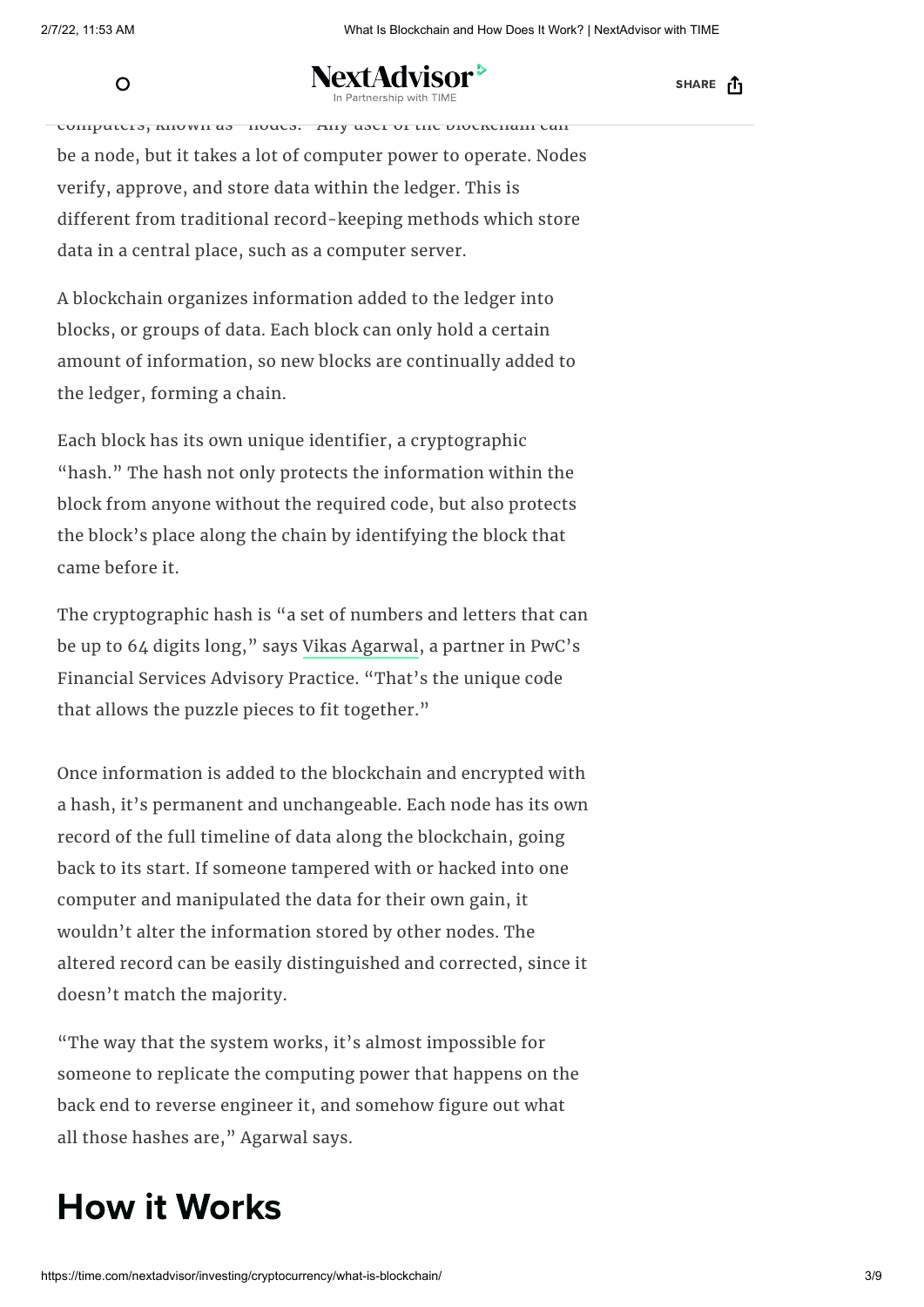computers, known as "nodes." Any user of the blockchain can be a node, but it takes a lot of computer power to operate. Nodes verify, approve, and store data within the ledger. This is different from traditional record-keeping methods which store data in a central place, such as a computer server.

A blockchain organizes information added to the ledger into blocks, or groups of data. Each block can only hold a certain amount of information, so new blocks are continually added to the ledger, forming a chain.

Each block has its own unique identifier, a cryptographic "hash." The hash not only protects the information within the block from anyone without the required code, but also protects the block's place along the chain by identifying the block that came before it.

The cryptographic hash is "a set of numbers and letters that can be up to 64 digits long," says Vikas Agarwal, a partner in PwC's Financial Services Advisory Practice. "That's the unique code that allows the puzzle pieces to fit together."

Once information is added to the blockchain and encrypted with a hash, it's permanent and unchangeable. Each node has its own record of the full timeline of data along the blockchain, going back to its start. If someone tampered with or hacked into one computer and manipulated the data for their own gain, it wouldn't alter the information stored by other nodes. The altered record can be easily distinguished and corrected, since it doesn't match the majority.

"The way that the system works, it's almost impossible for someone to replicate the computing power that happens on the back end to reverse engineer it, and somehow figure out what all those hashes are," Agarwal says.

## How it Works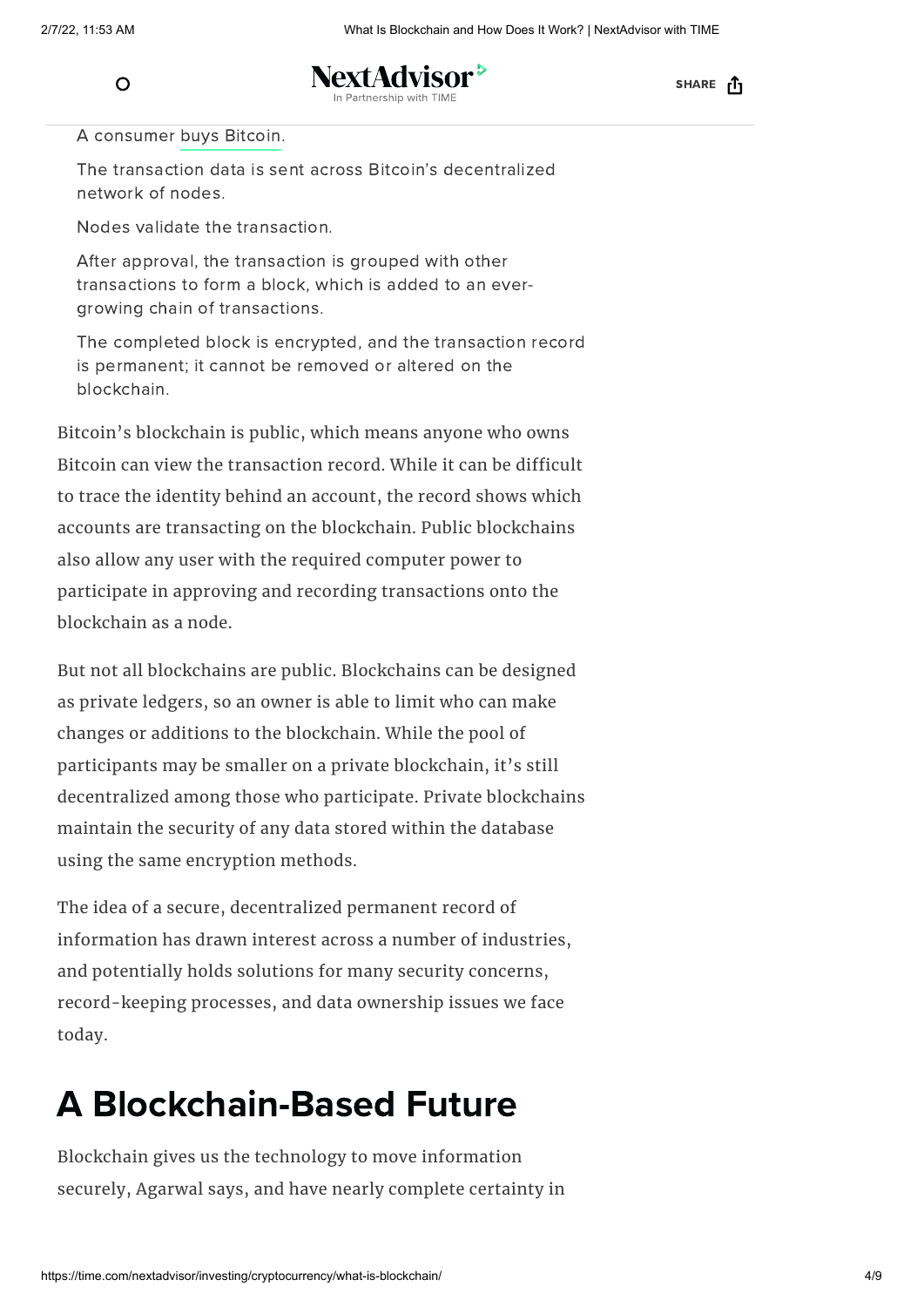A consumer buys Bitcoin.

The transaction data is sent across Bitcoin's decentralized network of nodes.

Nodes validate the transaction.

After approval, the transaction is grouped with other transactions to form a block, which is added to an ever-growing chain of transactions.

The completed block is encrypted, and the transaction record is permanent; it cannot be removed or altered on the blockchain.

Bitcoin's blockchain is public, which means anyone who owns Bitcoin can view the transaction record. While it can be difficult to trace the identity behind an account, the record shows which accounts are transacting on the blockchain. Public blockchains also allow any user with the required computer power to participate in approving and recording transactions onto the blockchain as a node.

But not all blockchains are public. Blockchains can be designed as private ledgers, so an owner is able to limit who can make changes or additions to the blockchain. While the pool of participants may be smaller on a private blockchain, it's still decentralized among those who participate. Private blockchains maintain the security of any data stored within the database using the same encryption methods.

The idea of a secure, decentralized permanent record of information has drawn interest across a number of industries, and potentially holds solutions for many security concerns, record-keeping processes, and data ownership issues we face today.

## A Blockchain-Based Future

Blockchain gives us the technology to move information securely, Agarwal says, and have nearly complete certainty in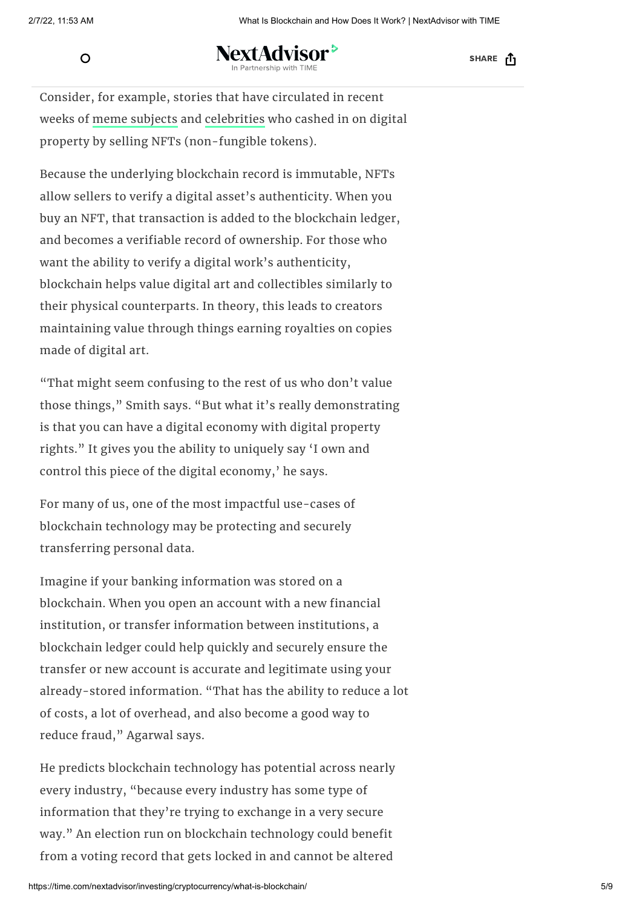Consider, for example, stories that have circulated in recent weeks of meme subjects and celebrities who cashed in on digital property by selling NFTs (non-fungible tokens).

Because the underlying blockchain record is immutable, NFTs allow sellers to verify a digital asset's authenticity. When you buy an NFT, that transaction is added to the blockchain ledger, and becomes a verifiable record of ownership. For those who want the ability to verify a digital work's authenticity, blockchain helps value digital art and collectibles similarly to their physical counterparts. In theory, this leads to creators maintaining value through things earning royalties on copies made of digital art.

"That might seem confusing to the rest of us who don't value those things," Smith says. "But what it's really demonstrating is that you can have a digital economy with digital property rights." It gives you the ability to uniquely say 'I own and control this piece of the digital economy,' he says.

For many of us, one of the most impactful use-cases of blockchain technology may be protecting and securely transferring personal data.

Imagine if your banking information was stored on a blockchain. When you open an account with a new financial institution, or transfer information between institutions, a blockchain ledger could help quickly and securely ensure the transfer or new account is accurate and legitimate using your already-stored information. "That has the ability to reduce a lot of costs, a lot of overhead, and also become a good way to reduce fraud," Agarwal says.

He predicts blockchain technology has potential across nearly every industry, "because every industry has some type of information that they're trying to exchange in a very secure way." An election run on blockchain technology could benefit from a voting record that gets locked in and cannot be altered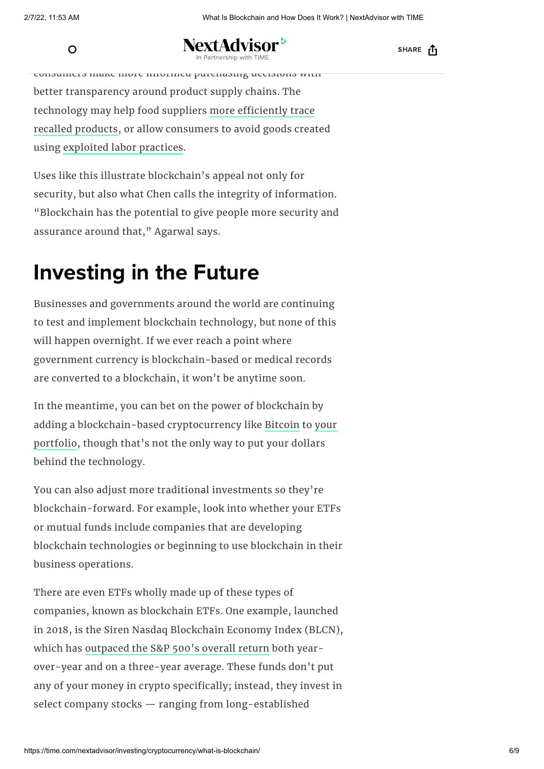consumers make more informed purchasing decisions with better transparency around product supply chains. The technology may help food suppliers more efficiently trace recalled products, or allow consumers to avoid goods created using exploited labor practices.

Uses like this illustrate blockchain's appeal not only for security, but also what Chen calls the integrity of information. "Blockchain has the potential to give people more security and assurance around that," Agarwal says.

## Investing in the Future

Businesses and governments around the world are continuing to test and implement blockchain technology, but none of this will happen overnight. If we ever reach a point where government currency is blockchain-based or medical records are converted to a blockchain, it won't be anytime soon.

In the meantime, you can bet on the power of blockchain by adding a blockchain-based cryptocurrency like Bitcoin to your portfolio, though that's not the only way to put your dollars behind the technology.

You can also adjust more traditional investments so they're blockchain-forward. For example, look into whether your ETFs or mutual funds include companies that are developing blockchain technologies or beginning to use blockchain in their business operations.

There are even ETFs wholly made up of these types of companies, known as blockchain ETFs. One example, launched in 2018, is the Siren Nasdaq Blockchain Economy Index (BLCN), which has outpaced the S&P 500's overall return both year-over-year and on a three-year average. These funds don't put any of your money in crypto specifically; instead, they invest in select company stocks — ranging from long-established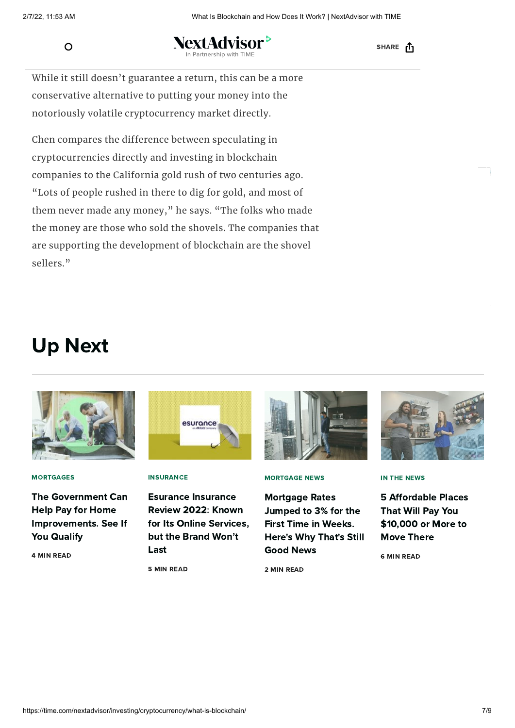While it still doesn't guarantee a return, this can be a more conservative alternative to putting your money into the notoriously volatile cryptocurrency market directly.

Chen compares the difference between speculating in cryptocurrencies directly and investing in blockchain companies to the California gold rush of two centuries ago. "Lots of people rushed in there to dig for gold, and most of them never made any money," he says. "The folks who made the money are those who sold the shovels. The companies that are supporting the development of blockchain are the shovel sellers."

## Up Next

MORTGAGES

**The Government Can Help Pay for Home Improvements. See If You Qualify**

4 MIN READ

INSURANCE

**Esurance Insurance Review 2022: Known for Its Online Services, but the Brand Won't Last**

5 MIN READ

MORTGAGE NEWS

**Mortgage Rates Jumped to 3% for the First Time in Weeks. Here's Why That's Still Good News**

2 MIN READ

IN THE NEWS

**5 Affordable Places That Will Pay You $10,000 or More to Move There**

6 MIN READ